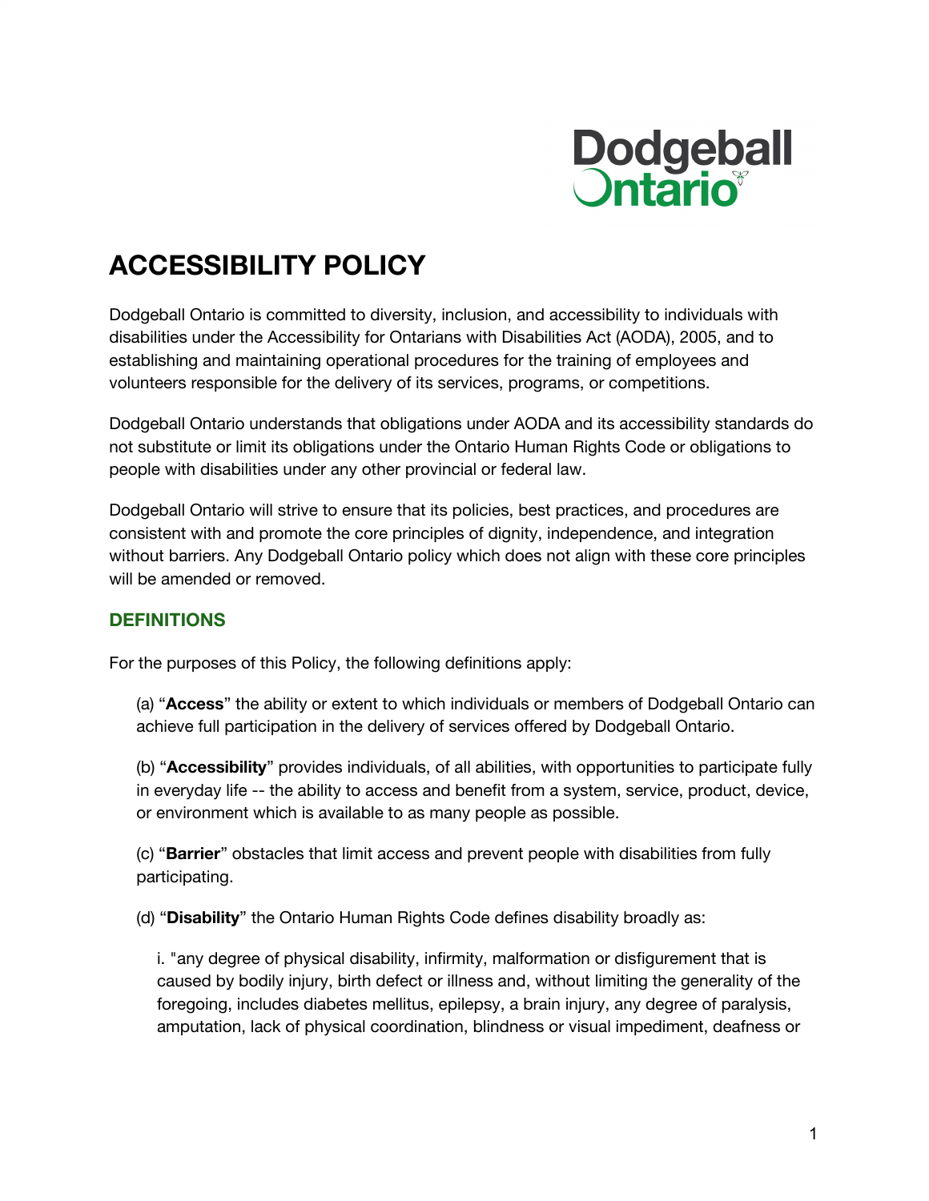# ACCESSIBILITY POLICY

Dodgeball Ontario is committed to diversity, inclusion, and accessibility to individuals with disabilities under the Accessibility for Ontarians with Disabilities Act (AODA), 2005, and to establishing and maintaining operational procedures for the training of employees and volunteers responsible for the delivery of its services, programs, or competitions.

Dodgeball Ontario understands that obligations under AODA and its accessibility standards do not substitute or limit its obligations under the Ontario Human Rights Code or obligations to people with disabilities under any other provincial or federal law.

Dodgeball Ontario will strive to ensure that its policies, best practices, and procedures are consistent with and promote the core principles of dignity, independence, and integration without barriers. Any Dodgeball Ontario policy which does not align with these core principles will be amended or removed.

## DEFINITIONS

For the purposes of this Policy, the following definitions apply:

(a) "**Access**" the ability or extent to which individuals or members of Dodgeball Ontario can achieve full participation in the delivery of services offered by Dodgeball Ontario.

(b) "**Accessibility**" provides individuals, of all abilities, with opportunities to participate fully in everyday life -- the ability to access and benefit from a system, service, product, device, or environment which is available to as many people as possible.

(c) "**Barrier**" obstacles that limit access and prevent people with disabilities from fully participating.

(d) "**Disability**" the Ontario Human Rights Code defines disability broadly as:

i. "any degree of physical disability, infirmity, malformation or disfigurement that is caused by bodily injury, birth defect or illness and, without limiting the generality of the foregoing, includes diabetes mellitus, epilepsy, a brain injury, any degree of paralysis, amputation, lack of physical coordination, blindness or visual impediment, deafness or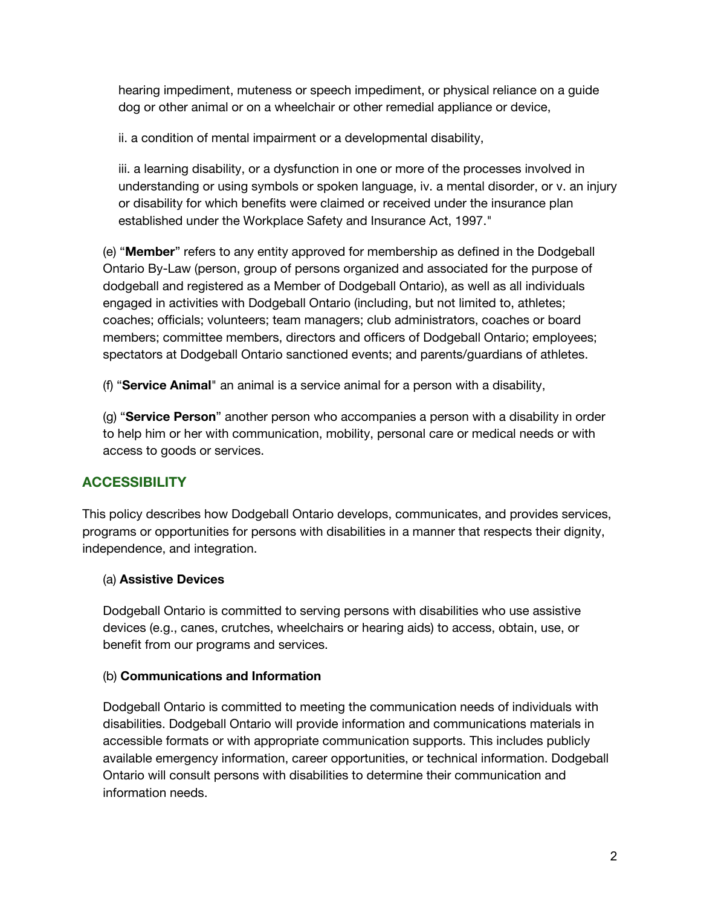hearing impediment, muteness or speech impediment, or physical reliance on a guide dog or other animal or on a wheelchair or other remedial appliance or device,

ii. a condition of mental impairment or a developmental disability,

iii. a learning disability, or a dysfunction in one or more of the processes involved in understanding or using symbols or spoken language, iv. a mental disorder, or v. an injury or disability for which benefits were claimed or received under the insurance plan established under the Workplace Safety and Insurance Act, 1997."

(e) "**Member**" refers to any entity approved for membership as defined in the Dodgeball Ontario By-Law (person, group of persons organized and associated for the purpose of dodgeball and registered as a Member of Dodgeball Ontario), as well as all individuals engaged in activities with Dodgeball Ontario (including, but not limited to, athletes; coaches; officials; volunteers; team managers; club administrators, coaches or board members; committee members, directors and officers of Dodgeball Ontario; employees; spectators at Dodgeball Ontario sanctioned events; and parents/guardians of athletes.

(f) "**Service Animal**" an animal is a service animal for a person with a disability,

(g) "**Service Person**" another person who accompanies a person with a disability in order to help him or her with communication, mobility, personal care or medical needs or with access to goods or services.

## ACCESSIBILITY

This policy describes how Dodgeball Ontario develops, communicates, and provides services, programs or opportunities for persons with disabilities in a manner that respects their dignity, independence, and integration.

(a) **Assistive Devices**

Dodgeball Ontario is committed to serving persons with disabilities who use assistive devices (e.g., canes, crutches, wheelchairs or hearing aids) to access, obtain, use, or benefit from our programs and services.

(b) **Communications and Information**

Dodgeball Ontario is committed to meeting the communication needs of individuals with disabilities. Dodgeball Ontario will provide information and communications materials in accessible formats or with appropriate communication supports. This includes publicly available emergency information, career opportunities, or technical information. Dodgeball Ontario will consult persons with disabilities to determine their communication and information needs.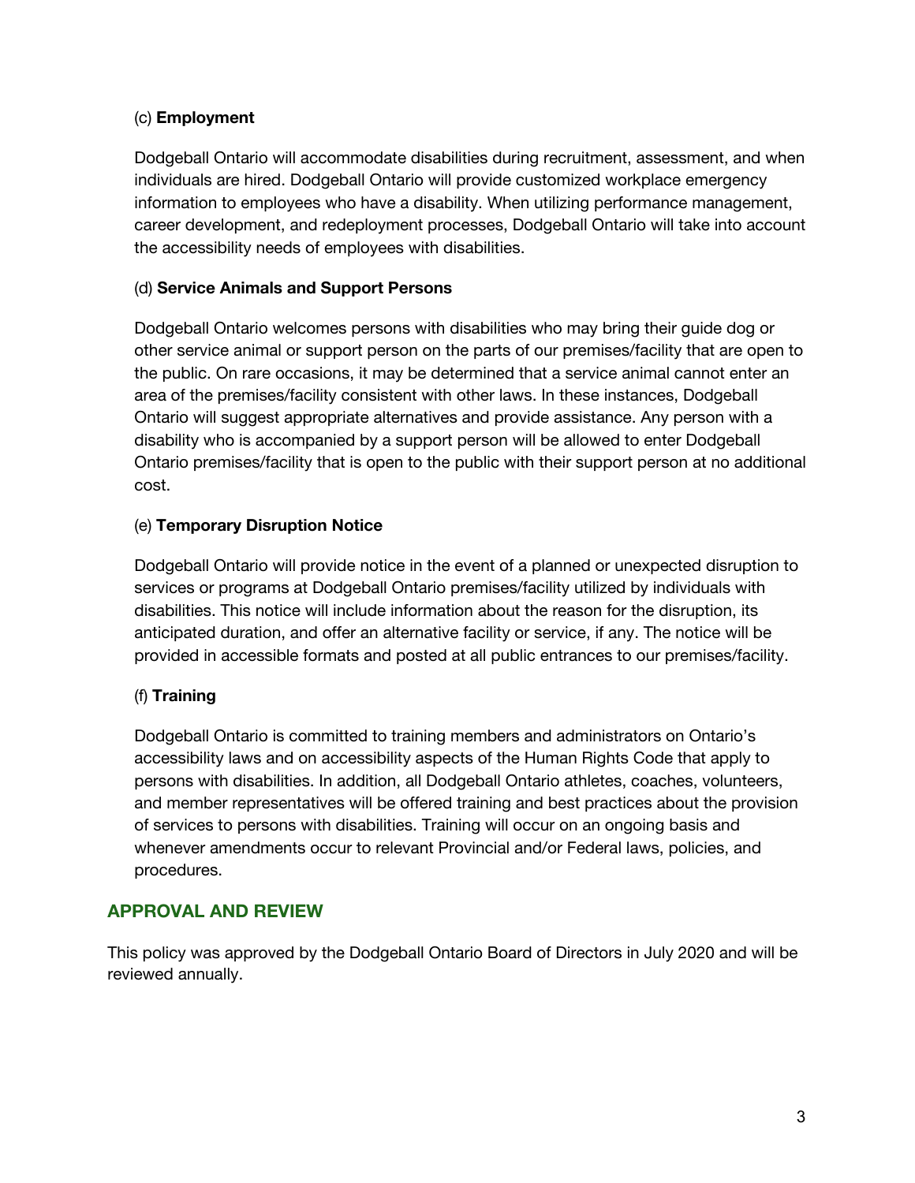(c) **Employment**

Dodgeball Ontario will accommodate disabilities during recruitment, assessment, and when individuals are hired. Dodgeball Ontario will provide customized workplace emergency information to employees who have a disability. When utilizing performance management, career development, and redeployment processes, Dodgeball Ontario will take into account the accessibility needs of employees with disabilities.

(d) **Service Animals and Support Persons**

Dodgeball Ontario welcomes persons with disabilities who may bring their guide dog or other service animal or support person on the parts of our premises/facility that are open to the public. On rare occasions, it may be determined that a service animal cannot enter an area of the premises/facility consistent with other laws. In these instances, Dodgeball Ontario will suggest appropriate alternatives and provide assistance. Any person with a disability who is accompanied by a support person will be allowed to enter Dodgeball Ontario premises/facility that is open to the public with their support person at no additional cost.

(e) **Temporary Disruption Notice**

Dodgeball Ontario will provide notice in the event of a planned or unexpected disruption to services or programs at Dodgeball Ontario premises/facility utilized by individuals with disabilities. This notice will include information about the reason for the disruption, its anticipated duration, and offer an alternative facility or service, if any. The notice will be provided in accessible formats and posted at all public entrances to our premises/facility.

(f) **Training**

Dodgeball Ontario is committed to training members and administrators on Ontario's accessibility laws and on accessibility aspects of the Human Rights Code that apply to persons with disabilities. In addition, all Dodgeball Ontario athletes, coaches, volunteers, and member representatives will be offered training and best practices about the provision of services to persons with disabilities. Training will occur on an ongoing basis and whenever amendments occur to relevant Provincial and/or Federal laws, policies, and procedures.

## APPROVAL AND REVIEW

This policy was approved by the Dodgeball Ontario Board of Directors in July 2020 and will be reviewed annually.